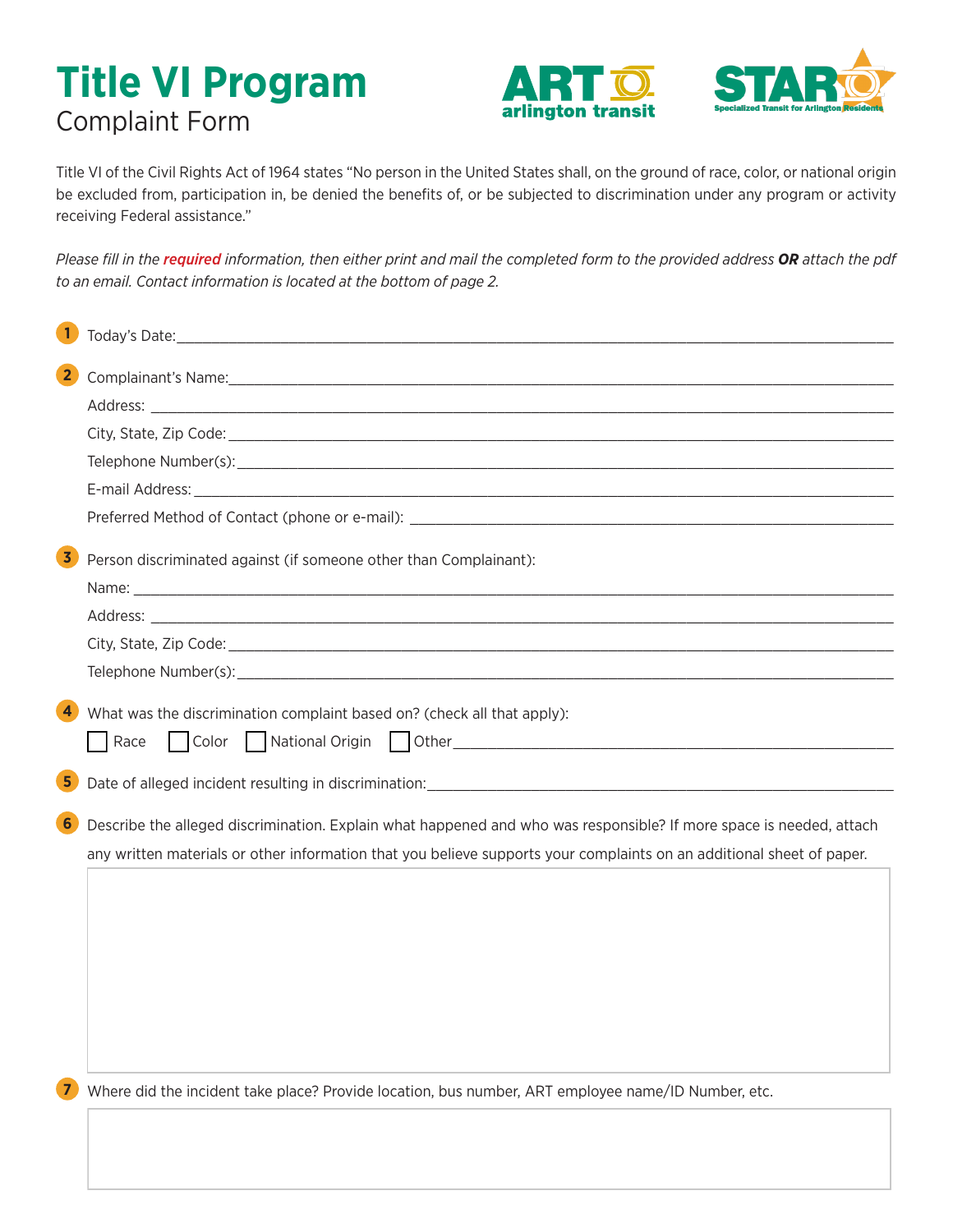# Title VI Program

Complaint Form

ART arlington transit

STAR Specialized Transit for Arlington Residents

Title VI of the Civil Rights Act of 1964 states "No person in the United States shall, on the ground of race, color, or national origin be excluded from, participation in, be denied the benefits of, or be subjected to discrimination under any program or activity receiving Federal assistance."

*Please fill in the **required** information, then either print and mail the completed form to the provided address **OR** attach the pdf to an email. Contact information is located at the bottom of page 2.*

1. Today's Date: ______________________________

2. Complainant's Name: ______________________________

   Address: ______________________________

   City, State, Zip Code: ______________________________

   Telephone Number(s): ______________________________

   E-mail Address: ______________________________

   Preferred Method of Contact (phone or e-mail): ______________________________

3. Person discriminated against (if someone other than Complainant):

   Name: ______________________________

   Address: ______________________________

   City, State, Zip Code: ______________________________

   Telephone Number(s): ______________________________

4. What was the discrimination complaint based on? (check all that apply):

   ☐ Race ☐ Color ☐ National Origin ☐ Other ______________________________

5. Date of alleged incident resulting in discrimination: ______________________________

6. Describe the alleged discrimination. Explain what happened and who was responsible? If more space is needed, attach any written materials or other information that you believe supports your complaints on an additional sheet of paper.

7. Where did the incident take place? Provide location, bus number, ART employee name/ID Number, etc.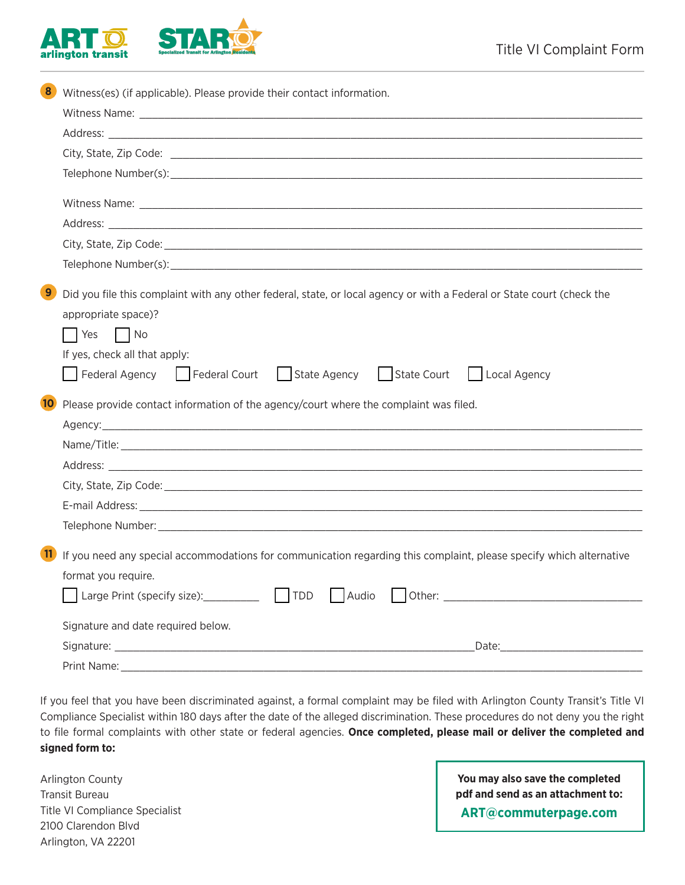ART arlington transit STAR Specialized Transit for Arlington Residents

Title VI Complaint Form

**8** Witness(es) (if applicable). Please provide their contact information.

Witness Name: ______________________________

Address: ______________________________

City, State, Zip Code: ______________________________

Telephone Number(s): ______________________________

Witness Name: ______________________________

Address: ______________________________

City, State, Zip Code: ______________________________

Telephone Number(s): ______________________________

**9** Did you file this complaint with any other federal, state, or local agency or with a Federal or State court (check the appropriate space)?

☐ Yes ☐ No

If yes, check all that apply:

☐ Federal Agency ☐ Federal Court ☐ State Agency ☐ State Court ☐ Local Agency

**10** Please provide contact information of the agency/court where the complaint was filed.

Agency: ______________________________

Name/Title: ______________________________

Address: ______________________________

City, State, Zip Code: ______________________________

E-mail Address: ______________________________

Telephone Number: ______________________________

**11** If you need any special accommodations for communication regarding this complaint, please specify which alternative format you require.

☐ Large Print (specify size):__________ ☐ TDD ☐ Audio ☐ Other: ______________________________

Signature and date required below.

Signature: ______________________________ Date: ______________

Print Name: ______________________________

If you feel that you have been discriminated against, a formal complaint may be filed with Arlington County Transit's Title VI Compliance Specialist within 180 days after the date of the alleged discrimination. These procedures do not deny you the right to file formal complaints with other state or federal agencies. **Once completed, please mail or deliver the completed and signed form to:**

Arlington County
Transit Bureau
Title VI Compliance Specialist
2100 Clarendon Blvd
Arlington, VA 22201

**You may also save the completed pdf and send as an attachment to:**
**ART@commuterpage.com**